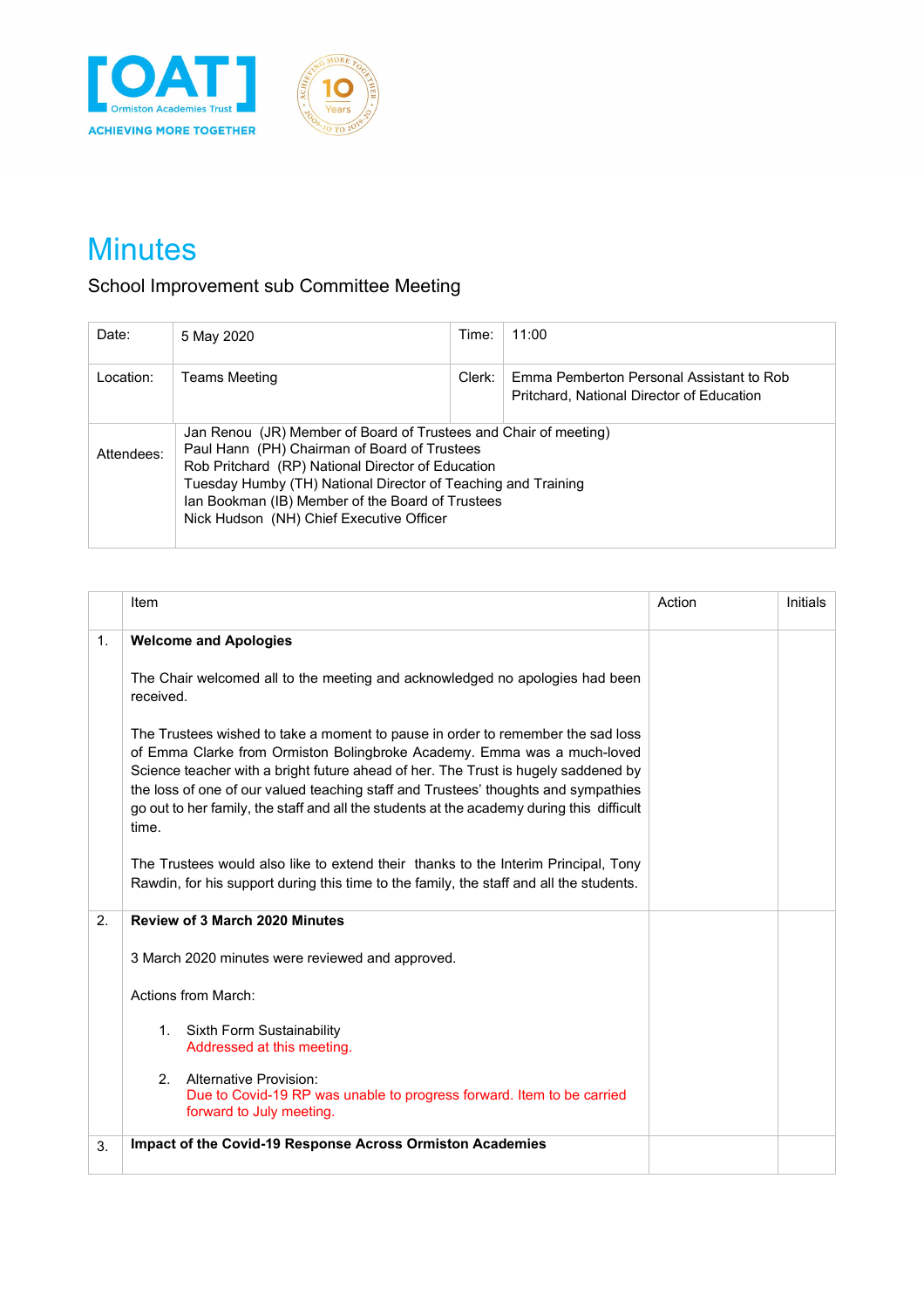# Minutes

School Improvement sub Committee Meeting

| Date: | 5 May 2020 | Time: | 11:00 |
|---|---|---|---|
| Location: | Teams Meeting | Clerk: | Emma Pemberton Personal Assistant to Rob Pritchard, National Director of Education |
| Attendees: | Jan Renou (JR) Member of Board of Trustees and Chair of meeting)<br>Paul Hann (PH) Chairman of Board of Trustees<br>Rob Pritchard (RP) National Director of Education<br>Tuesday Humby (TH) National Director of Teaching and Training<br>Ian Bookman (IB) Member of the Board of Trustees<br>Nick Hudson (NH) Chief Executive Officer | | |

| | Item | Action | Initials |
|---|---|---|---|
| 1. | **Welcome and Apologies**<br><br>The Chair welcomed all to the meeting and acknowledged no apologies had been received.<br><br>The Trustees wished to take a moment to pause in order to remember the sad loss of Emma Clarke from Ormiston Bolingbroke Academy. Emma was a much-loved Science teacher with a bright future ahead of her. The Trust is hugely saddened by the loss of one of our valued teaching staff and Trustees' thoughts and sympathies go out to her family, the staff and all the students at the academy during this difficult time.<br><br>The Trustees would also like to extend their thanks to the Interim Principal, Tony Rawdin, for his support during this time to the family, the staff and all the students. | | |
| 2. | **Review of 3 March 2020 Minutes**<br><br>3 March 2020 minutes were reviewed and approved.<br><br>Actions from March:<br><br>1. Sixth Form Sustainability<br>Addressed at this meeting.<br><br>2. Alternative Provision:<br>Due to Covid-19 RP was unable to progress forward. Item to be carried forward to July meeting. | | |
| 3. | **Impact of the Covid-19 Response Across Ormiston Academies** | | |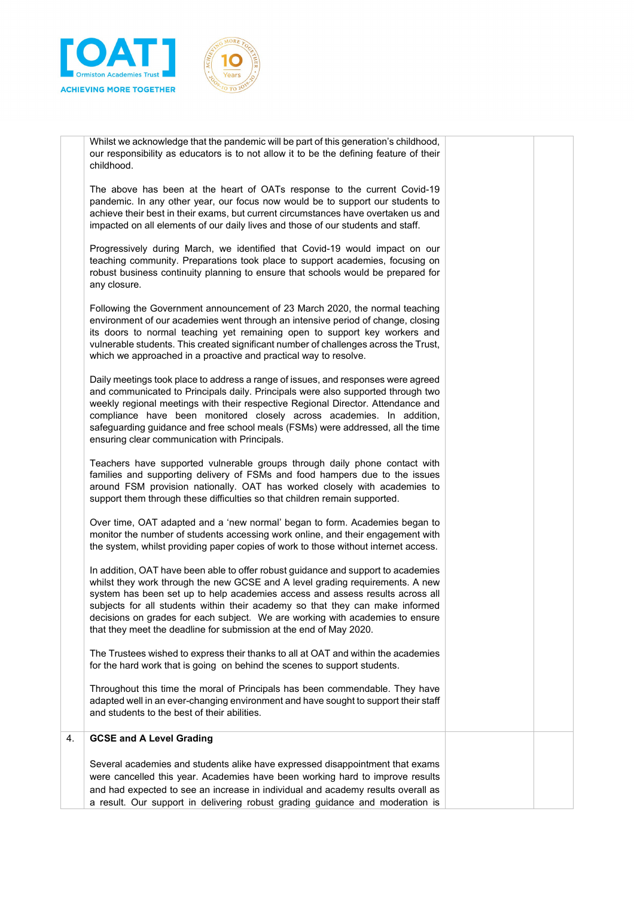| | | | |
|---|---|---|---|
| | Whilst we acknowledge that the pandemic will be part of this generation's childhood, our responsibility as educators is to not allow it to be the defining feature of their childhood.<br><br>The above has been at the heart of OATs response to the current Covid-19 pandemic. In any other year, our focus now would be to support our students to achieve their best in their exams, but current circumstances have overtaken us and impacted on all elements of our daily lives and those of our students and staff.<br><br>Progressively during March, we identified that Covid-19 would impact on our teaching community. Preparations took place to support academies, focusing on robust business continuity planning to ensure that schools would be prepared for any closure.<br><br>Following the Government announcement of 23 March 2020, the normal teaching environment of our academies went through an intensive period of change, closing its doors to normal teaching yet remaining open to support key workers and vulnerable students. This created significant number of challenges across the Trust, which we approached in a proactive and practical way to resolve.<br><br>Daily meetings took place to address a range of issues, and responses were agreed and communicated to Principals daily. Principals were also supported through two weekly regional meetings with their respective Regional Director. Attendance and compliance have been monitored closely across academies. In addition, safeguarding guidance and free school meals (FSMs) were addressed, all the time ensuring clear communication with Principals.<br><br>Teachers have supported vulnerable groups through daily phone contact with families and supporting delivery of FSMs and food hampers due to the issues around FSM provision nationally. OAT has worked closely with academies to support them through these difficulties so that children remain supported.<br><br>Over time, OAT adapted and a 'new normal' began to form. Academies began to monitor the number of students accessing work online, and their engagement with the system, whilst providing paper copies of work to those without internet access.<br><br>In addition, OAT have been able to offer robust guidance and support to academies whilst they work through the new GCSE and A level grading requirements. A new system has been set up to help academies access and assess results across all subjects for all students within their academy so that they can make informed decisions on grades for each subject. We are working with academies to ensure that they meet the deadline for submission at the end of May 2020.<br><br>The Trustees wished to express their thanks to all at OAT and within the academies for the hard work that is going on behind the scenes to support students.<br><br>Throughout this time the moral of Principals has been commendable. They have adapted well in an ever-changing environment and have sought to support their staff and students to the best of their abilities. | | |
| 4. | **GCSE and A Level Grading**<br><br>Several academies and students alike have expressed disappointment that exams were cancelled this year. Academies have been working hard to improve results and had expected to see an increase in individual and academy results overall as a result. Our support in delivering robust grading guidance and moderation is | | |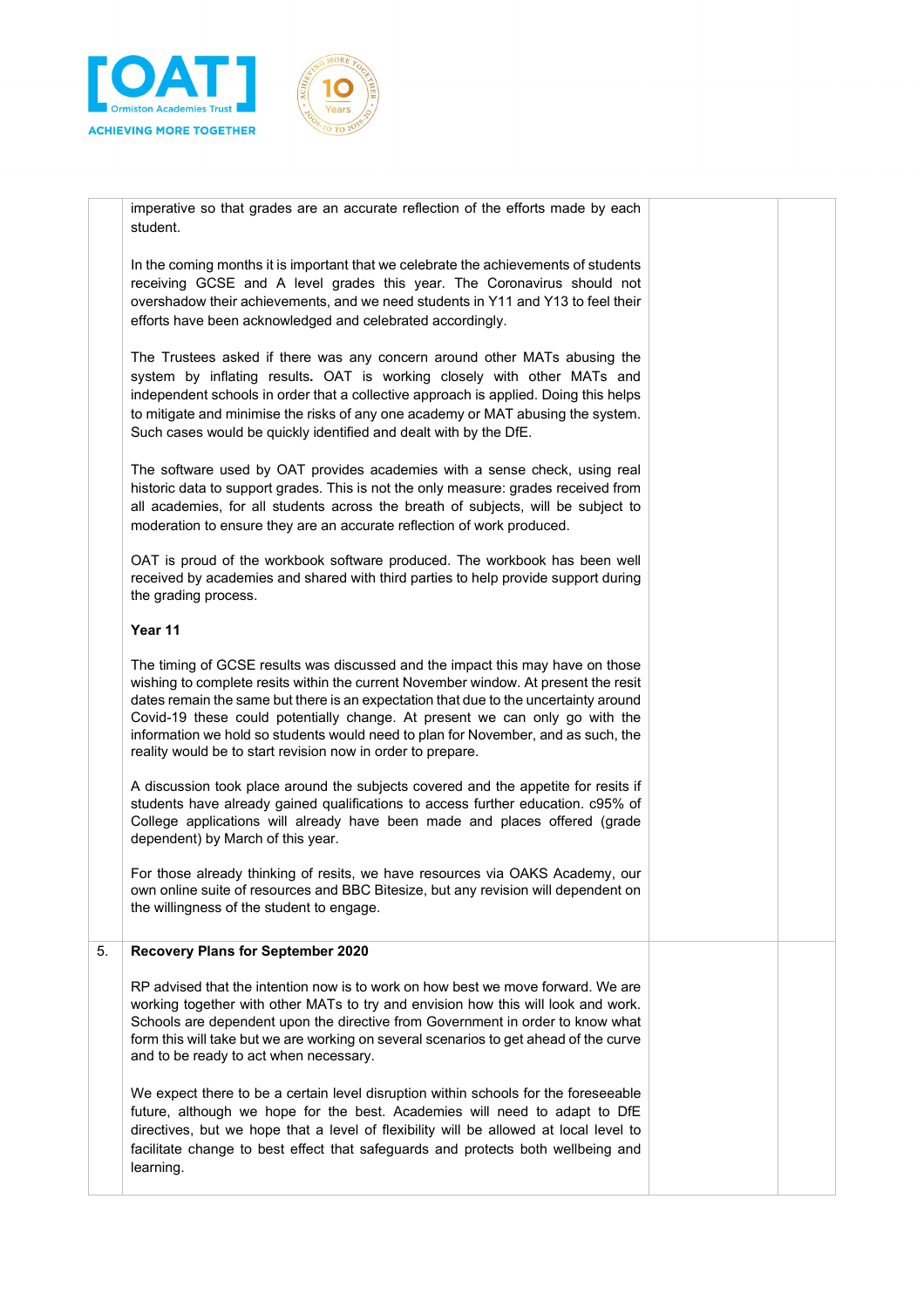| | | | |
|---|---|---|---|
| | imperative so that grades are an accurate reflection of the efforts made by each student.<br><br>In the coming months it is important that we celebrate the achievements of students receiving GCSE and A level grades this year. The Coronavirus should not overshadow their achievements, and we need students in Y11 and Y13 to feel their efforts have been acknowledged and celebrated accordingly.<br><br>The Trustees asked if there was any concern around other MATs abusing the system by inflating results**.** OAT is working closely with other MATs and independent schools in order that a collective approach is applied. Doing this helps to mitigate and minimise the risks of any one academy or MAT abusing the system. Such cases would be quickly identified and dealt with by the DfE.<br><br>The software used by OAT provides academies with a sense check, using real historic data to support grades. This is not the only measure: grades received from all academies, for all students across the breath of subjects, will be subject to moderation to ensure they are an accurate reflection of work produced.<br><br>OAT is proud of the workbook software produced. The workbook has been well received by academies and shared with third parties to help provide support during the grading process.<br><br>**Year 11**<br><br>The timing of GCSE results was discussed and the impact this may have on those wishing to complete resits within the current November window. At present the resit dates remain the same but there is an expectation that due to the uncertainty around Covid-19 these could potentially change. At present we can only go with the information we hold so students would need to plan for November, and as such, the reality would be to start revision now in order to prepare.<br><br>A discussion took place around the subjects covered and the appetite for resits if students have already gained qualifications to access further education. c95% of College applications will already have been made and places offered (grade dependent) by March of this year.<br><br>For those already thinking of resits, we have resources via OAKS Academy, our own online suite of resources and BBC Bitesize, but any revision will dependent on the willingness of the student to engage. | | |
| 5. | **Recovery Plans for September 2020**<br><br>RP advised that the intention now is to work on how best we move forward. We are working together with other MATs to try and envision how this will look and work. Schools are dependent upon the directive from Government in order to know what form this will take but we are working on several scenarios to get ahead of the curve and to be ready to act when necessary.<br><br>We expect there to be a certain level disruption within schools for the foreseeable future, although we hope for the best. Academies will need to adapt to DfE directives, but we hope that a level of flexibility will be allowed at local level to facilitate change to best effect that safeguards and protects both wellbeing and learning. | | |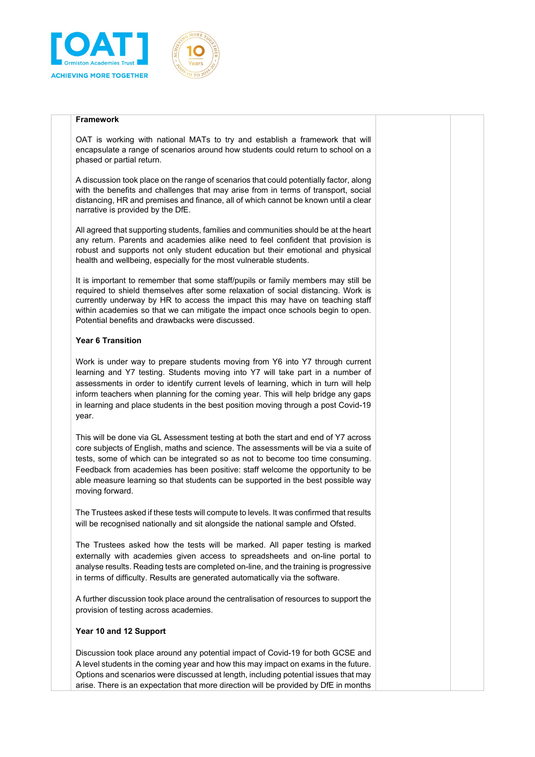**Framework**

OAT is working with national MATs to try and establish a framework that will encapsulate a range of scenarios around how students could return to school on a phased or partial return.

A discussion took place on the range of scenarios that could potentially factor, along with the benefits and challenges that may arise from in terms of transport, social distancing, HR and premises and finance, all of which cannot be known until a clear narrative is provided by the DfE.

All agreed that supporting students, families and communities should be at the heart any return. Parents and academies alike need to feel confident that provision is robust and supports not only student education but their emotional and physical health and wellbeing, especially for the most vulnerable students.

It is important to remember that some staff/pupils or family members may still be required to shield themselves after some relaxation of social distancing. Work is currently underway by HR to access the impact this may have on teaching staff within academies so that we can mitigate the impact once schools begin to open. Potential benefits and drawbacks were discussed.

**Year 6 Transition**

Work is under way to prepare students moving from Y6 into Y7 through current learning and Y7 testing. Students moving into Y7 will take part in a number of assessments in order to identify current levels of learning, which in turn will help inform teachers when planning for the coming year. This will help bridge any gaps in learning and place students in the best position moving through a post Covid-19 year.

This will be done via GL Assessment testing at both the start and end of Y7 across core subjects of English, maths and science. The assessments will be via a suite of tests, some of which can be integrated so as not to become too time consuming. Feedback from academies has been positive: staff welcome the opportunity to be able measure learning so that students can be supported in the best possible way moving forward.

The Trustees asked if these tests will compute to levels. It was confirmed that results will be recognised nationally and sit alongside the national sample and Ofsted.

The Trustees asked how the tests will be marked. All paper testing is marked externally with academies given access to spreadsheets and on-line portal to analyse results. Reading tests are completed on-line, and the training is progressive in terms of difficulty. Results are generated automatically via the software.

A further discussion took place around the centralisation of resources to support the provision of testing across academies.

**Year 10 and 12 Support**

Discussion took place around any potential impact of Covid-19 for both GCSE and A level students in the coming year and how this may impact on exams in the future. Options and scenarios were discussed at length, including potential issues that may arise. There is an expectation that more direction will be provided by DfE in months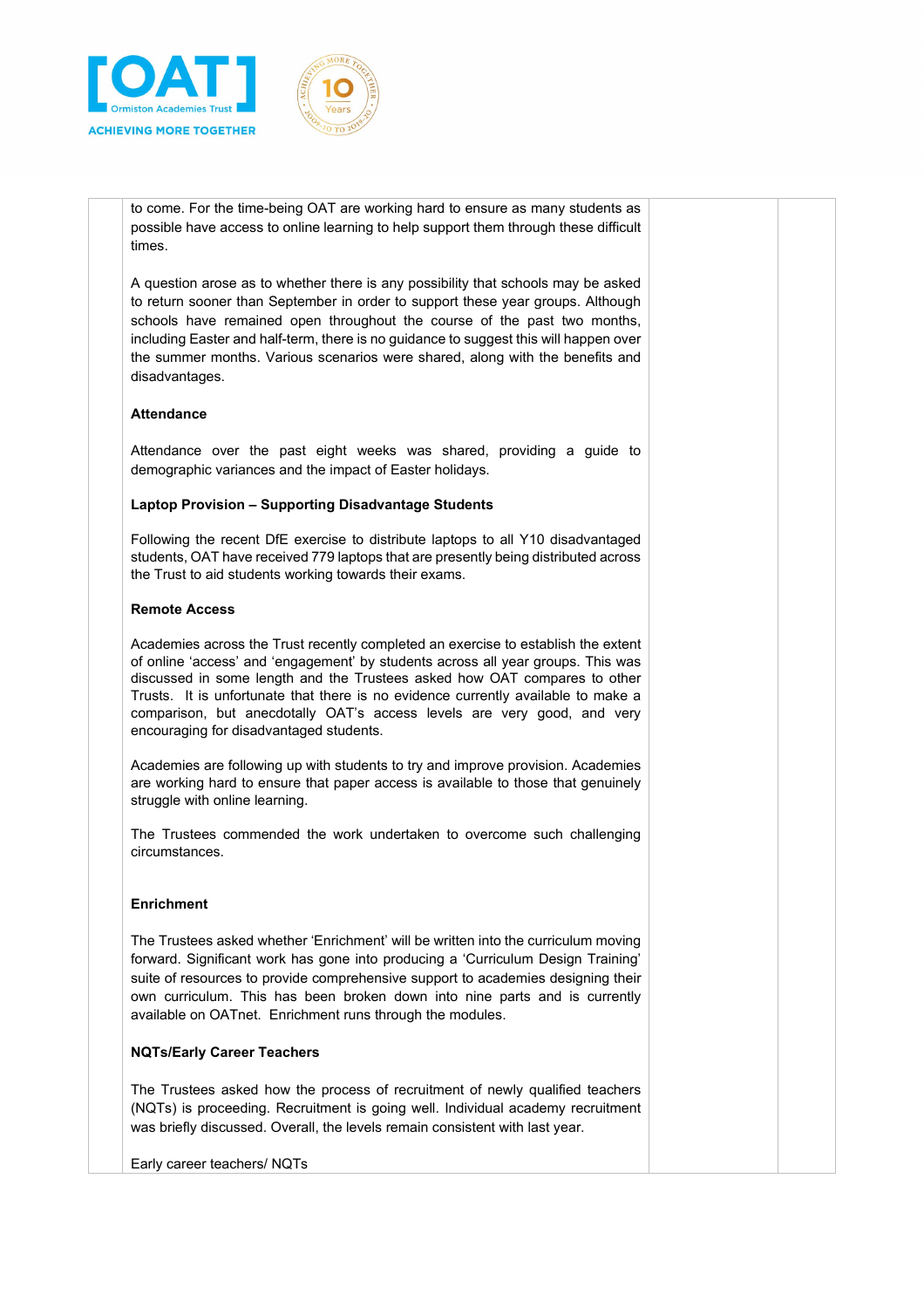to come. For the time-being OAT are working hard to ensure as many students as possible have access to online learning to help support them through these difficult times.

A question arose as to whether there is any possibility that schools may be asked to return sooner than September in order to support these year groups. Although schools have remained open throughout the course of the past two months, including Easter and half-term, there is no guidance to suggest this will happen over the summer months. Various scenarios were shared, along with the benefits and disadvantages.

**Attendance**

Attendance over the past eight weeks was shared, providing a guide to demographic variances and the impact of Easter holidays.

**Laptop Provision – Supporting Disadvantage Students**

Following the recent DfE exercise to distribute laptops to all Y10 disadvantaged students, OAT have received 779 laptops that are presently being distributed across the Trust to aid students working towards their exams.

**Remote Access**

Academies across the Trust recently completed an exercise to establish the extent of online 'access' and 'engagement' by students across all year groups. This was discussed in some length and the Trustees asked how OAT compares to other Trusts. It is unfortunate that there is no evidence currently available to make a comparison, but anecdotally OAT's access levels are very good, and very encouraging for disadvantaged students.

Academies are following up with students to try and improve provision. Academies are working hard to ensure that paper access is available to those that genuinely struggle with online learning.

The Trustees commended the work undertaken to overcome such challenging circumstances.

**Enrichment**

The Trustees asked whether 'Enrichment' will be written into the curriculum moving forward. Significant work has gone into producing a 'Curriculum Design Training' suite of resources to provide comprehensive support to academies designing their own curriculum. This has been broken down into nine parts and is currently available on OATnet. Enrichment runs through the modules.

**NQTs/Early Career Teachers**

The Trustees asked how the process of recruitment of newly qualified teachers (NQTs) is proceeding. Recruitment is going well. Individual academy recruitment was briefly discussed. Overall, the levels remain consistent with last year.

Early career teachers/ NQTs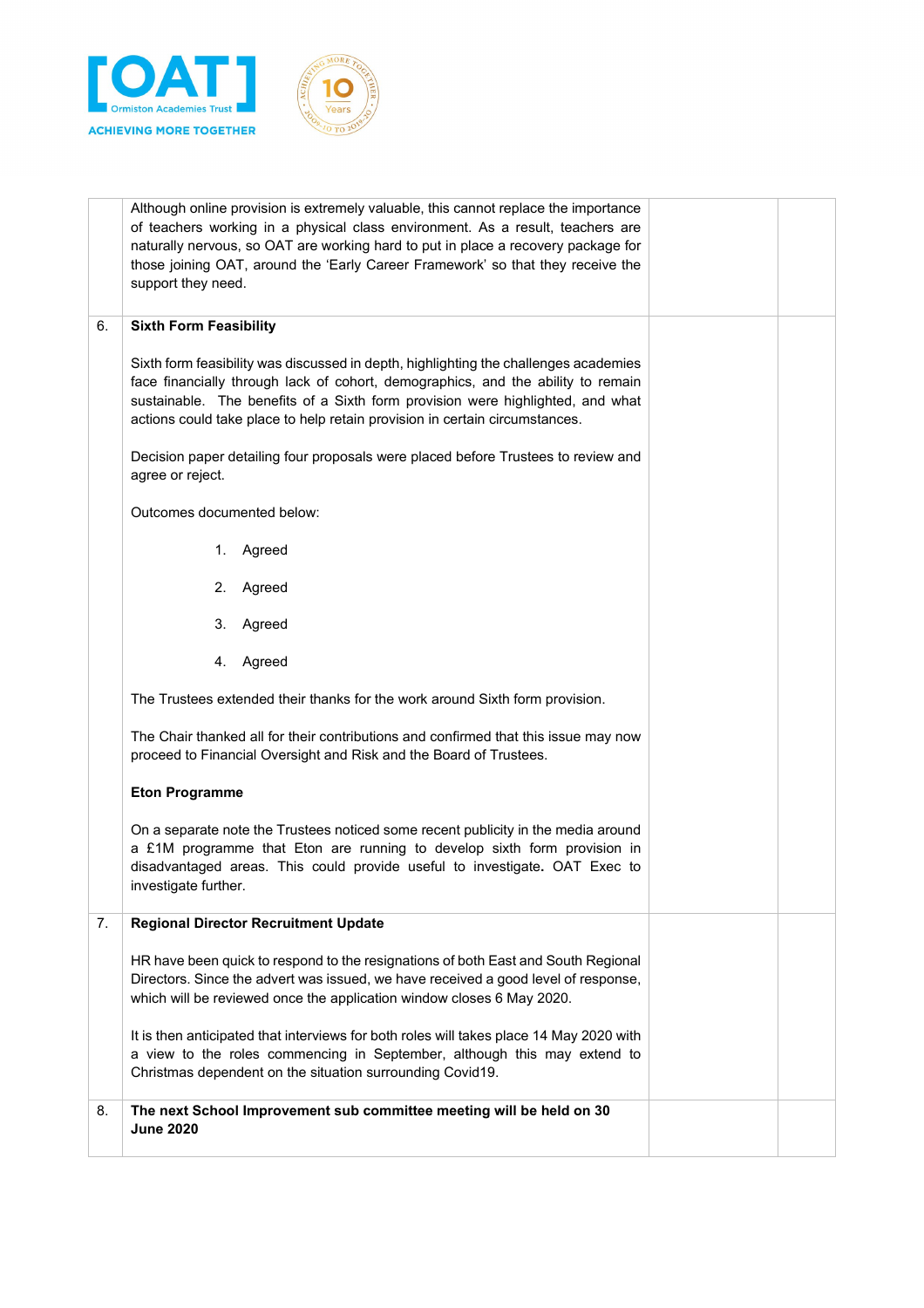| | | | |
|---|---|---|---|
| | Although online provision is extremely valuable, this cannot replace the importance of teachers working in a physical class environment. As a result, teachers are naturally nervous, so OAT are working hard to put in place a recovery package for those joining OAT, around the 'Early Career Framework' so that they receive the support they need. | | |
| 6. | **Sixth Form Feasibility**<br><br>Sixth form feasibility was discussed in depth, highlighting the challenges academies face financially through lack of cohort, demographics, and the ability to remain sustainable. The benefits of a Sixth form provision were highlighted, and what actions could take place to help retain provision in certain circumstances.<br><br>Decision paper detailing four proposals were placed before Trustees to review and agree or reject.<br><br>Outcomes documented below:<br><br>1. Agreed<br>2. Agreed<br>3. Agreed<br>4. Agreed<br><br>The Trustees extended their thanks for the work around Sixth form provision.<br><br>The Chair thanked all for their contributions and confirmed that this issue may now proceed to Financial Oversight and Risk and the Board of Trustees.<br><br>**Eton Programme**<br><br>On a separate note the Trustees noticed some recent publicity in the media around a £1M programme that Eton are running to develop sixth form provision in disadvantaged areas. This could provide useful to investigate**.** OAT Exec to investigate further. | | |
| 7. | **Regional Director Recruitment Update**<br><br>HR have been quick to respond to the resignations of both East and South Regional Directors. Since the advert was issued, we have received a good level of response, which will be reviewed once the application window closes 6 May 2020.<br><br>It is then anticipated that interviews for both roles will takes place 14 May 2020 with a view to the roles commencing in September, although this may extend to Christmas dependent on the situation surrounding Covid19. | | |
| 8. | **The next School Improvement sub committee meeting will be held on 30 June 2020** | | |